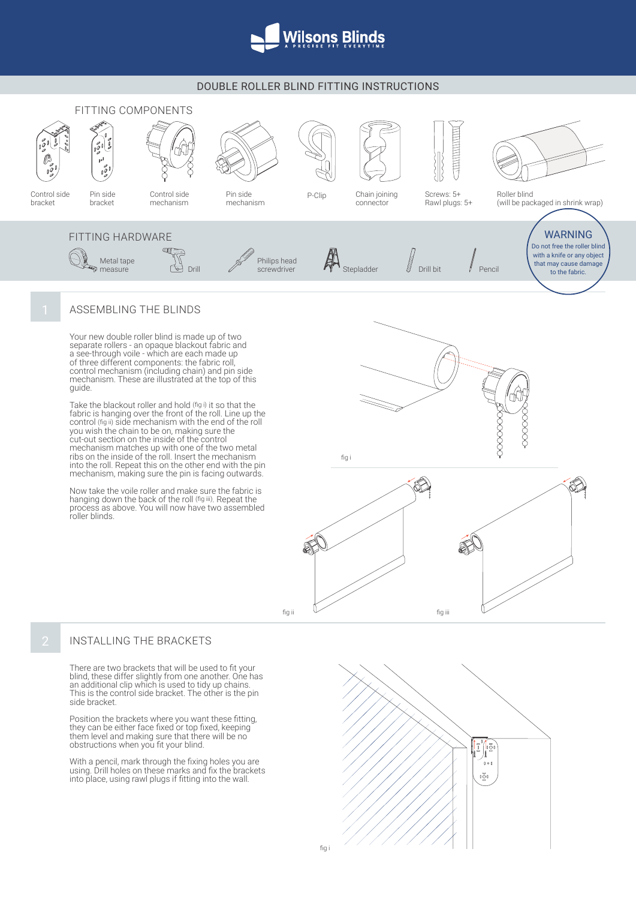# Wilsons Blinds

A PRECISE FIT EVERYTIME

## DOUBLE ROLLER BLIND FITTING INSTRUCTIONS

### FITTING COMPONENTS

- Control side bracket
- Pin side bracket
- Control side mechanism
- Pin side mechanism
- P-Clip
- Chain joining connector
- Screws: 5+ Rawl plugs: 5+
- Roller blind (will be packaged in shrink wrap)

### FITTING HARDWARE

- Metal tape measure
- Drill
- Philips head screwdriver
- Stepladder
- Drill bit
- Pencil

**WARNING**
Do not free the roller blind with a knife or any object that may cause damage to the fabric.

## 1 ASSEMBLING THE BLINDS

Your new double roller blind is made up of two separate rollers - an opaque blackout fabric and a see-through voile - which are each made up of three different components: the fabric roll, control mechanism (including chain) and pin side mechanism. These are illustrated at the top of this guide.

Take the blackout roller and hold (fig i) it so that the fabric is hanging over the front of the roll. Line up the control (fig ii) side mechanism with the end of the roll you wish the chain to be on, making sure the cut-out section on the inside of the control mechanism matches up with one of the two metal ribs on the inside of the roll. Insert the mechanism into the roll. Repeat this on the other end with the pin mechanism, making sure the pin is facing outwards.

Now take the voile roller and make sure the fabric is hanging down the back of the roll (fig iii). Repeat the process as above. You will now have two assembled roller blinds.

fig i

fig ii

fig iii

## 2 INSTALLING THE BRACKETS

There are two brackets that will be used to fit your blind, these differ slightly from one another. One has an additional clip which is used to tidy up chains. This is the control side bracket. The other is the pin side bracket.

Position the brackets where you want these fitting, they can be either face fixed or top fixed, keeping them level and making sure that there will be no obstructions when you fit your blind.

With a pencil, mark through the fixing holes you are using. Drill holes on these marks and fix the brackets into place, using rawl plugs if fitting into the wall.

fig i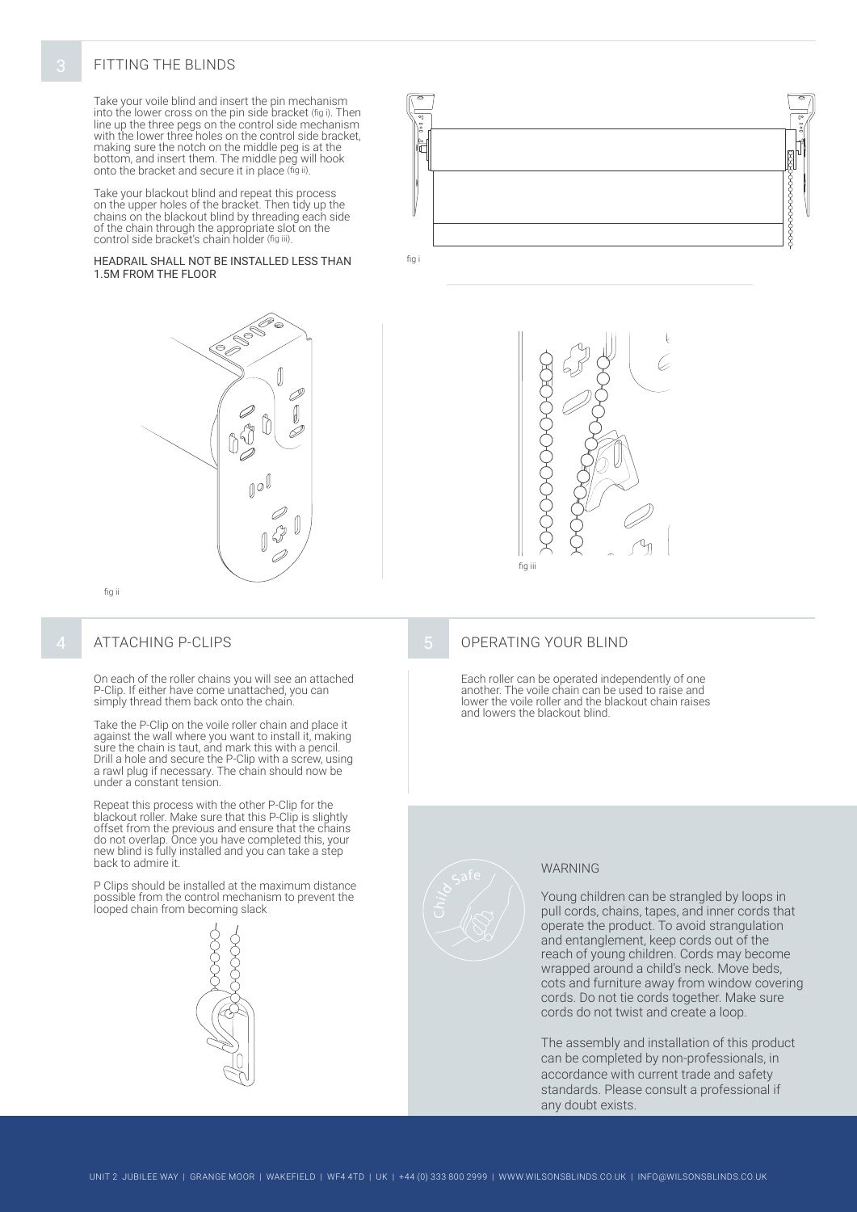## 3 FITTING THE BLINDS

Take your voile blind and insert the pin mechanism into the lower cross on the pin side bracket (fig i). Then line up the three pegs on the control side mechanism with the lower three holes on the control side bracket, making sure the notch on the middle peg is at the bottom, and insert them. The middle peg will hook onto the bracket and secure it in place (fig ii).

Take your blackout blind and repeat this process on the upper holes of the bracket. Then tidy up the chains on the blackout blind by threading each side of the chain through the appropriate slot on the control side bracket's chain holder (fig iii).

HEADRAIL SHALL NOT BE INSTALLED LESS THAN 1.5M FROM THE FLOOR

fig i

fig ii

fig iii

## 4 ATTACHING P-CLIPS

On each of the roller chains you will see an attached P-Clip. If either have come unattached, you can simply thread them back onto the chain.

Take the P-Clip on the voile roller chain and place it against the wall where you want to install it, making sure the chain is taut, and mark this with a pencil. Drill a hole and secure the P-Clip with a screw, using a rawl plug if necessary. The chain should now be under a constant tension.

Repeat this process with the other P-Clip for the blackout roller. Make sure that this P-Clip is slightly offset from the previous and ensure that the chains do not overlap. Once you have completed this, your new blind is fully installed and you can take a step back to admire it.

P Clips should be installed at the maximum distance possible from the control mechanism to prevent the looped chain from becoming slack

## 5 OPERATING YOUR BLIND

Each roller can be operated independently of one another. The voile chain can be used to raise and lower the voile roller and the blackout chain raises and lowers the blackout blind.

Child Safe

### WARNING

Young children can be strangled by loops in pull cords, chains, tapes, and inner cords that operate the product. To avoid strangulation and entanglement, keep cords out of the reach of young children. Cords may become wrapped around a child's neck. Move beds, cots and furniture away from window covering cords. Do not tie cords together. Make sure cords do not twist and create a loop.

The assembly and installation of this product can be completed by non-professionals, in accordance with current trade and safety standards. Please consult a professional if any doubt exists.

UNIT 2 JUBILEE WAY | GRANGE MOOR | WAKEFIELD | WF4 4TD | UK | +44 (0) 333 800 2999 | WWW.WILSONSBLINDS.CO.UK | INFO@WILSONSBLINDS.CO.UK